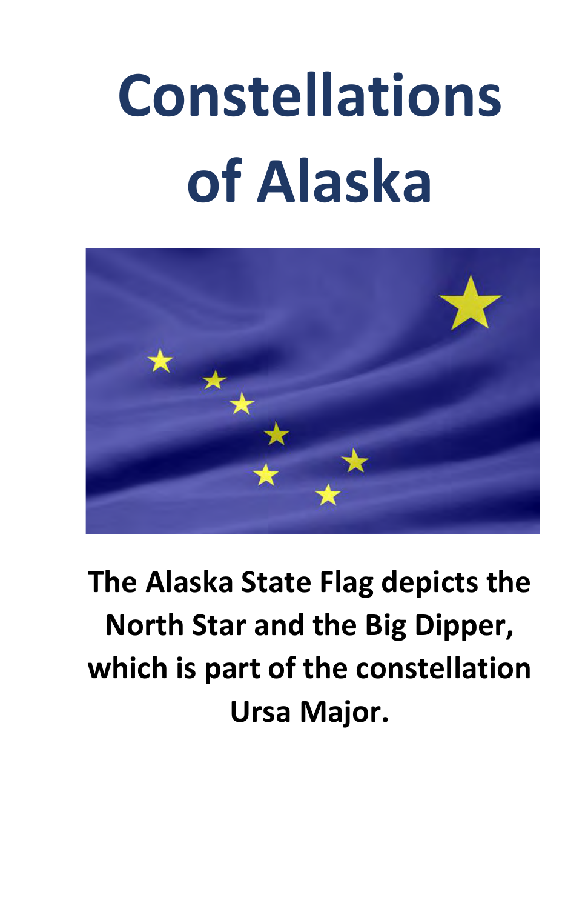# Constellations of Alaska

**The Alaska State Flag depicts the North Star and the Big Dipper, which is part of the constellation Ursa Major.**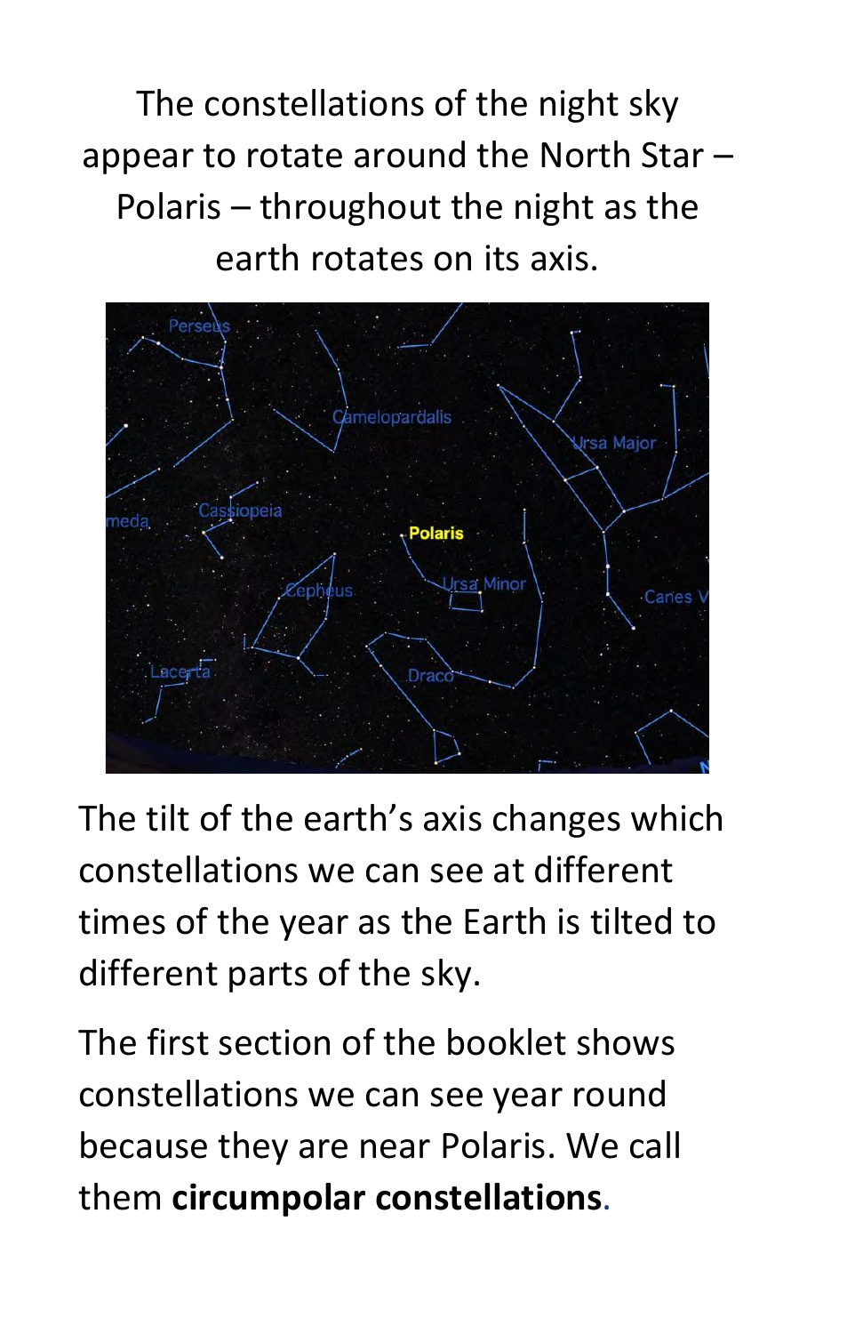The constellations of the night sky appear to rotate around the North Star – Polaris – throughout the night as the earth rotates on its axis.

The tilt of the earth's axis changes which constellations we can see at different times of the year as the Earth is tilted to different parts of the sky.

The first section of the booklet shows constellations we can see year round because they are near Polaris. We call them **circumpolar constellations**.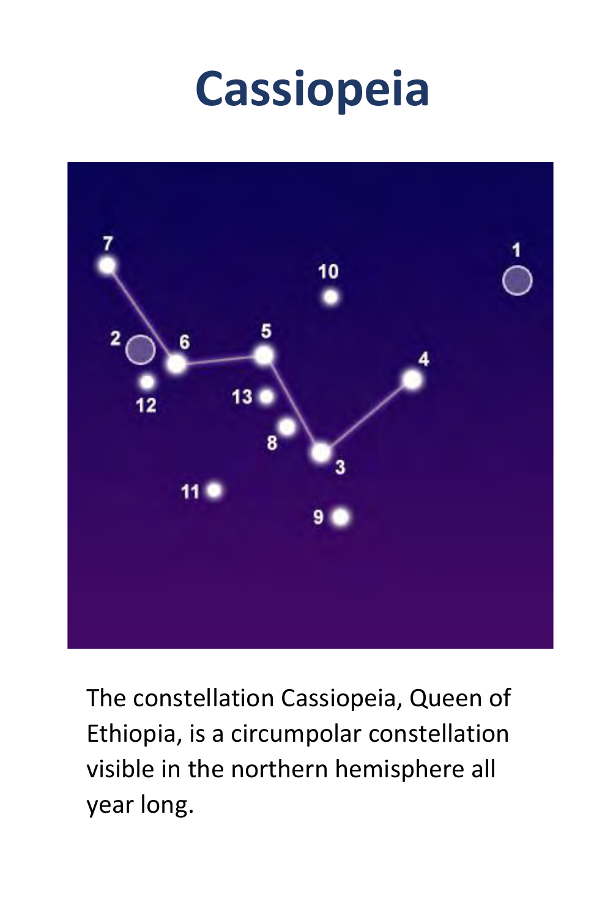# Cassiopeia

The constellation Cassiopeia, Queen of Ethiopia, is a circumpolar constellation visible in the northern hemisphere all year long.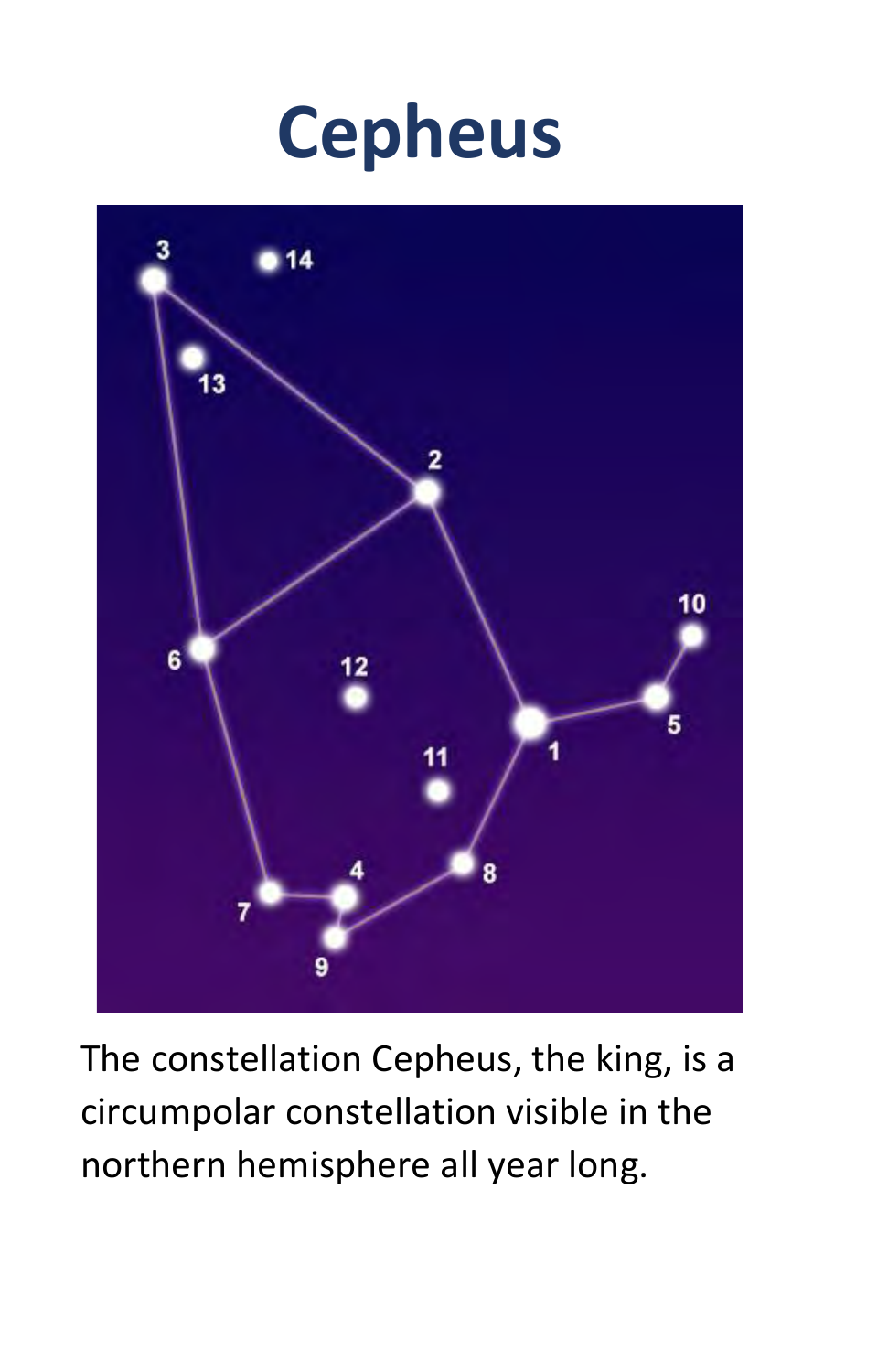# Cepheus

The constellation Cepheus, the king, is a circumpolar constellation visible in the northern hemisphere all year long.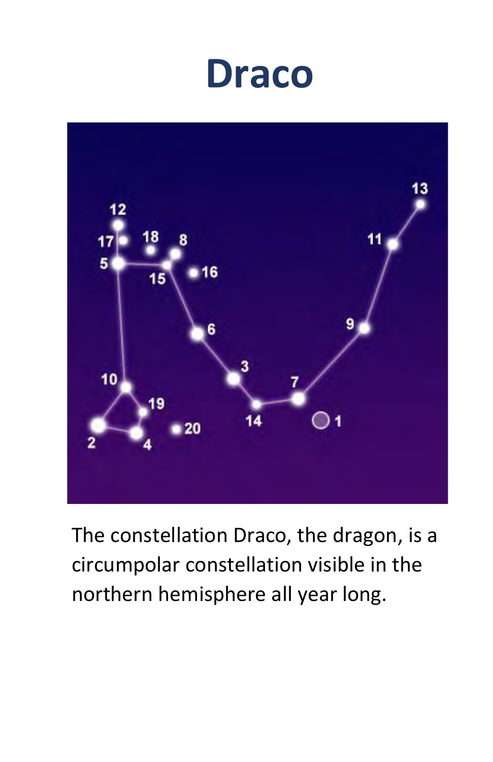# Draco

The constellation Draco, the dragon, is a circumpolar constellation visible in the northern hemisphere all year long.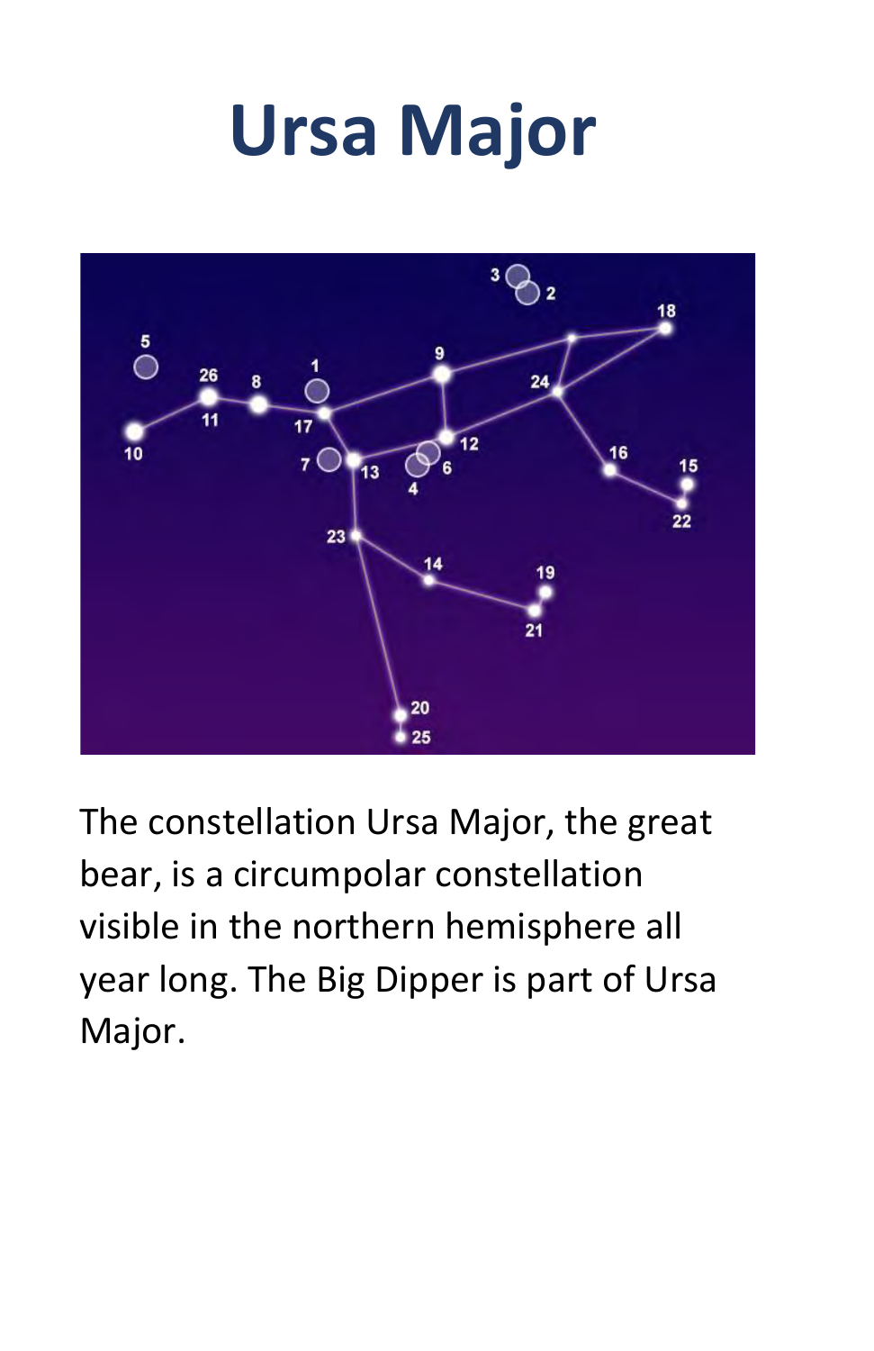# Ursa Major

The constellation Ursa Major, the great bear, is a circumpolar constellation visible in the northern hemisphere all year long. The Big Dipper is part of Ursa Major.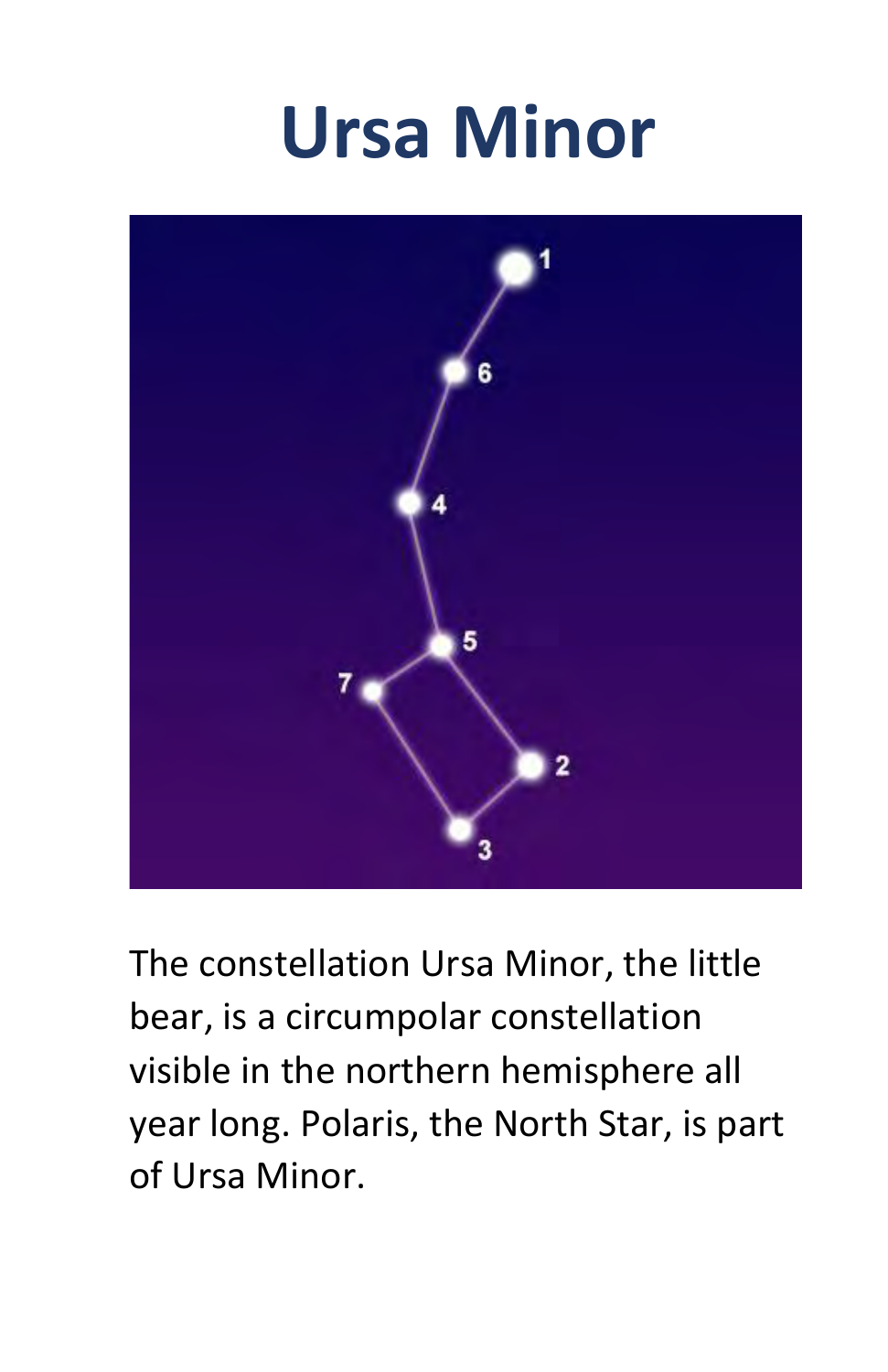# Ursa Minor

The constellation Ursa Minor, the little bear, is a circumpolar constellation visible in the northern hemisphere all year long. Polaris, the North Star, is part of Ursa Minor.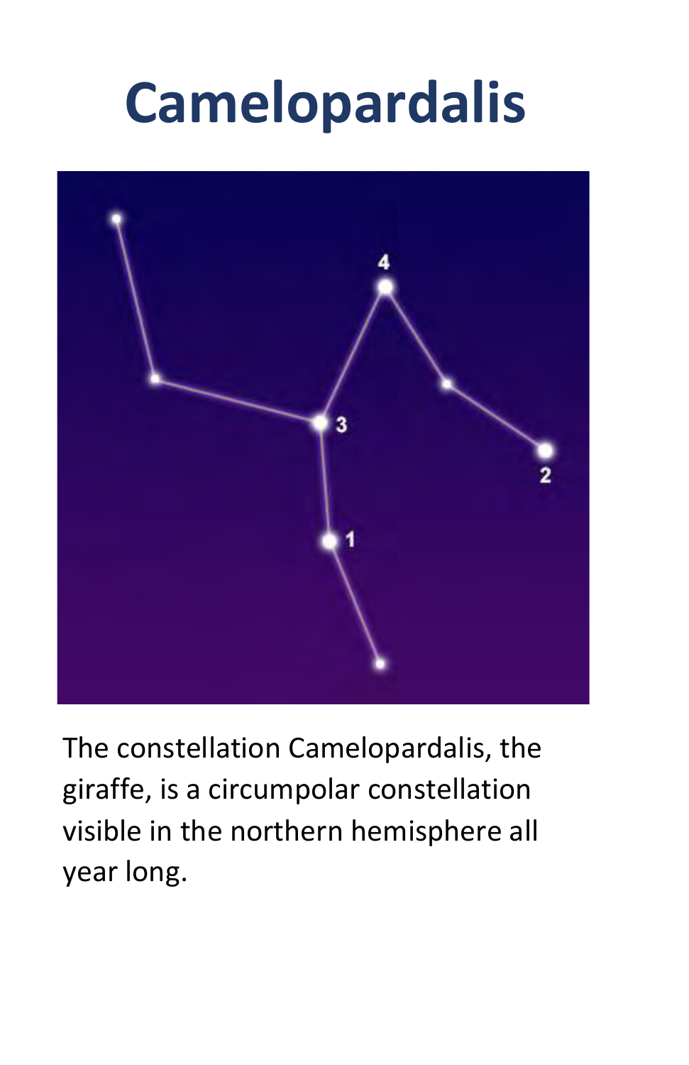# Camelopardalis

The constellation Camelopardalis, the giraffe, is a circumpolar constellation visible in the northern hemisphere all year long.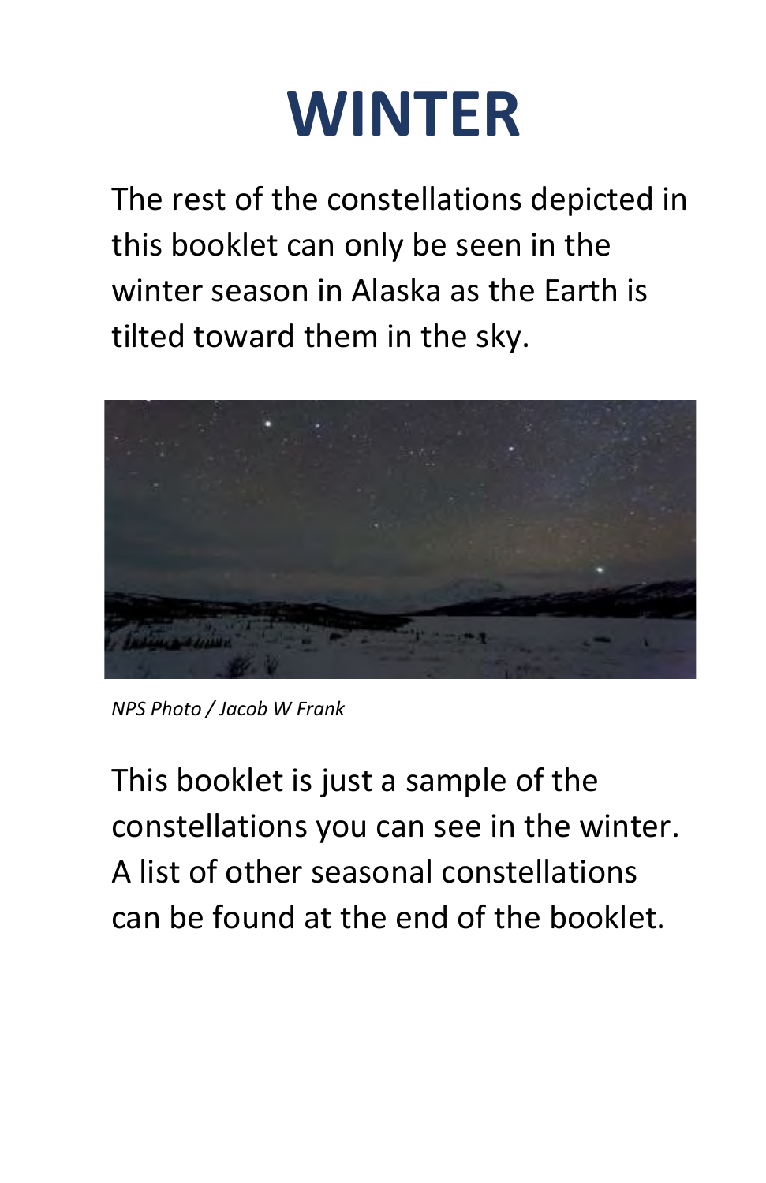# WINTER

The rest of the constellations depicted in this booklet can only be seen in the winter season in Alaska as the Earth is tilted toward them in the sky.

*NPS Photo / Jacob W Frank*

This booklet is just a sample of the constellations you can see in the winter. A list of other seasonal constellations can be found at the end of the booklet.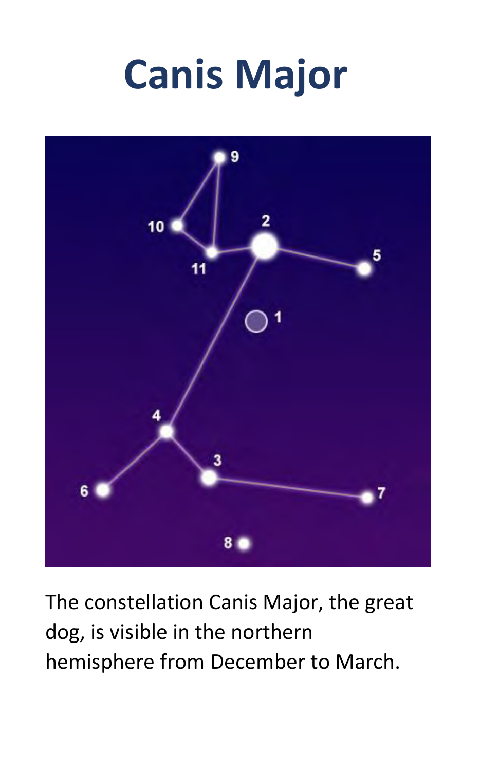# Canis Major

The constellation Canis Major, the great dog, is visible in the northern hemisphere from December to March.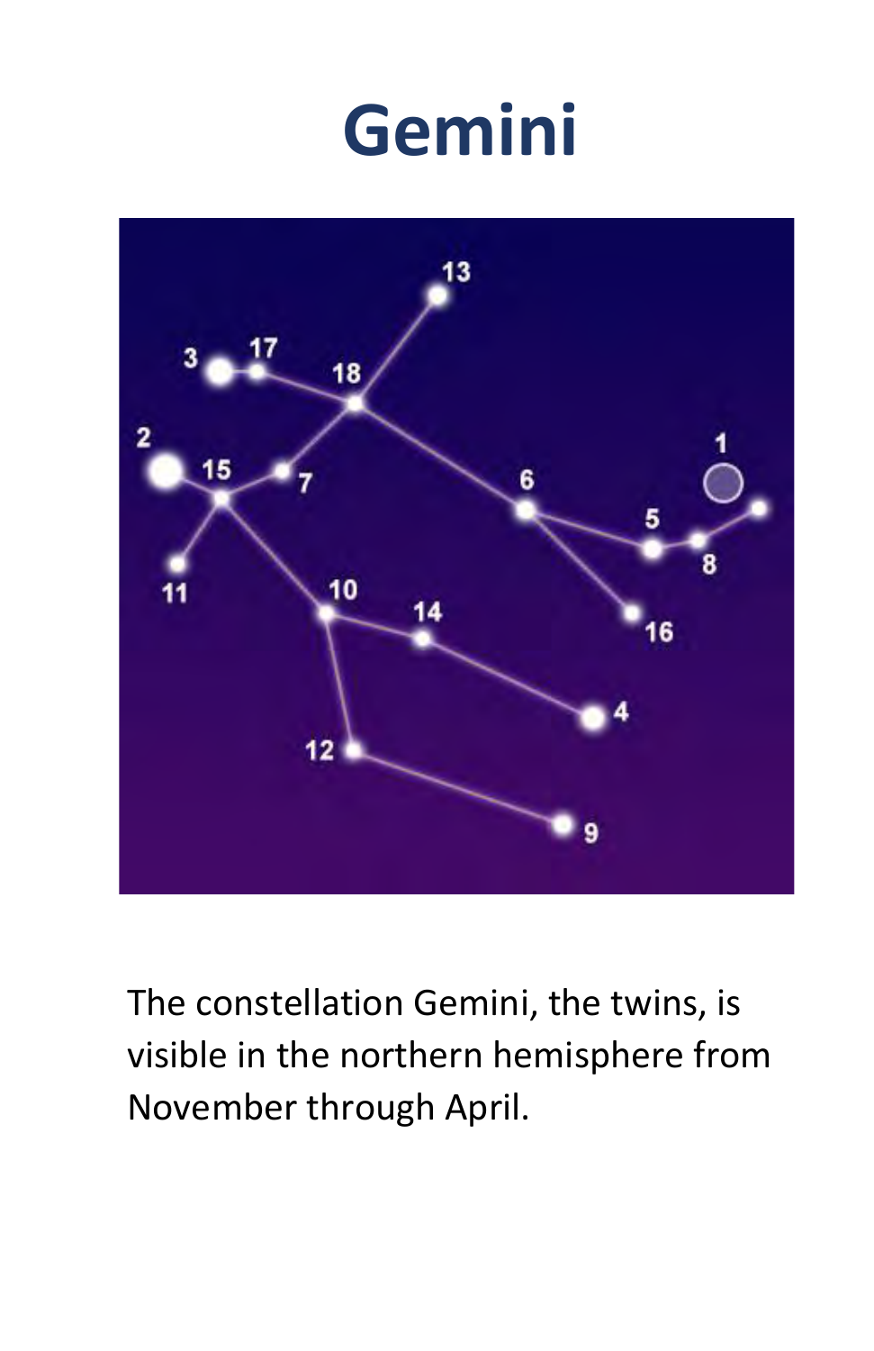# Gemini

The constellation Gemini, the twins, is visible in the northern hemisphere from November through April.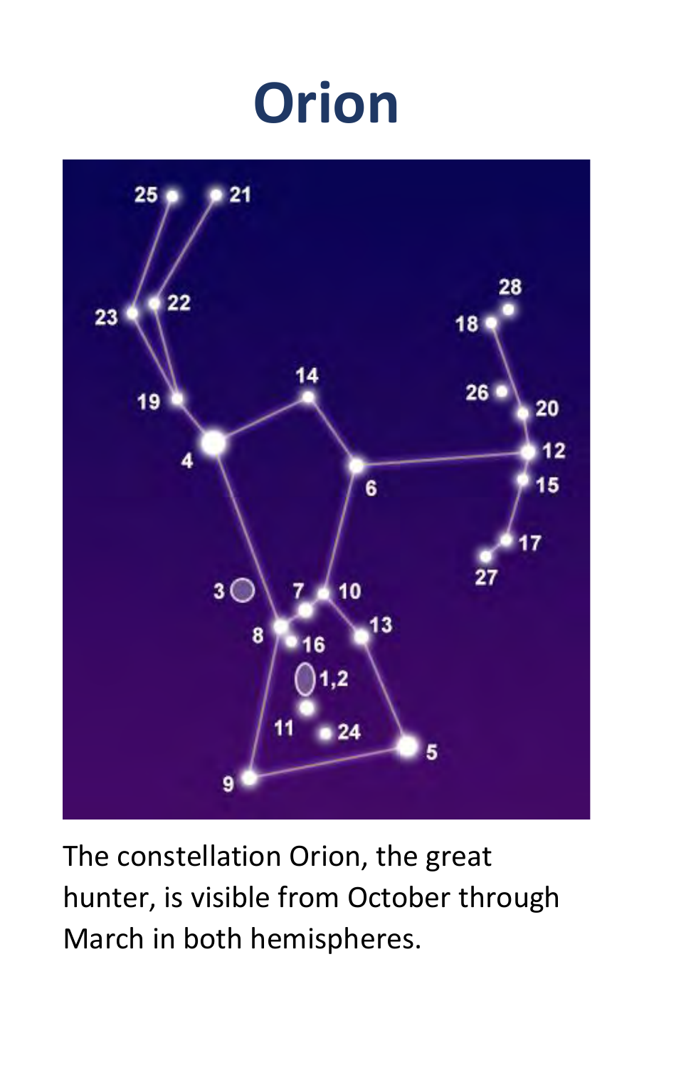# Orion

The constellation Orion, the great hunter, is visible from October through March in both hemispheres.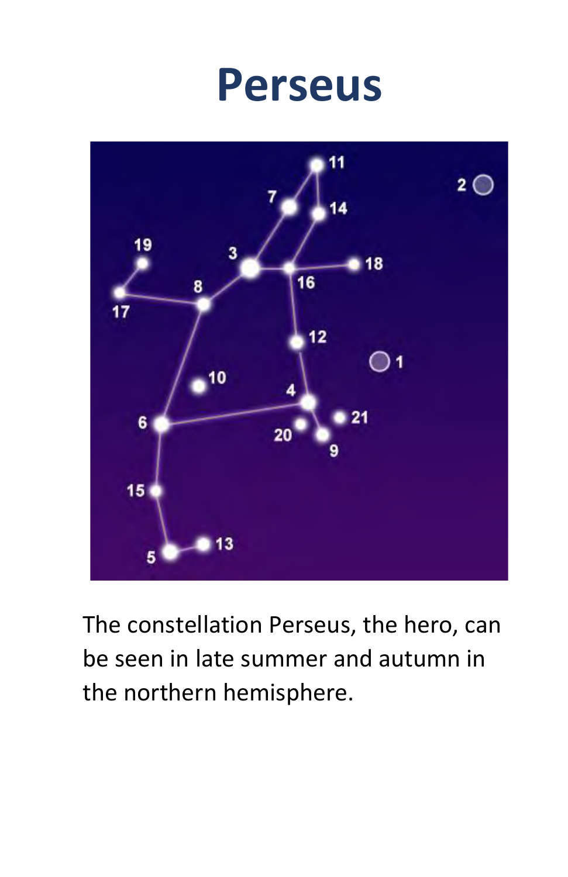# Perseus

The constellation Perseus, the hero, can be seen in late summer and autumn in the northern hemisphere.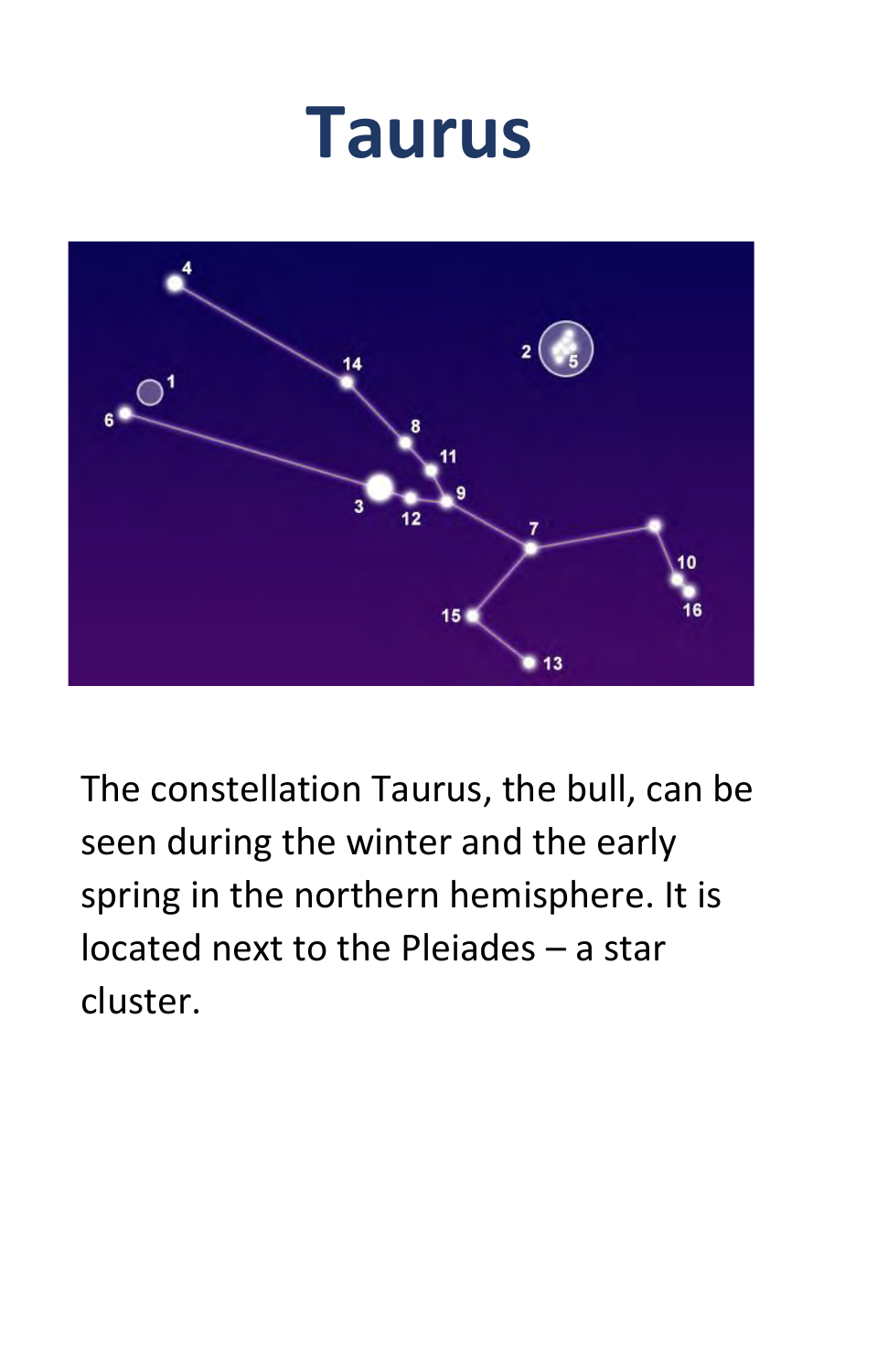# Taurus

The constellation Taurus, the bull, can be seen during the winter and the early spring in the northern hemisphere. It is located next to the Pleiades – a star cluster.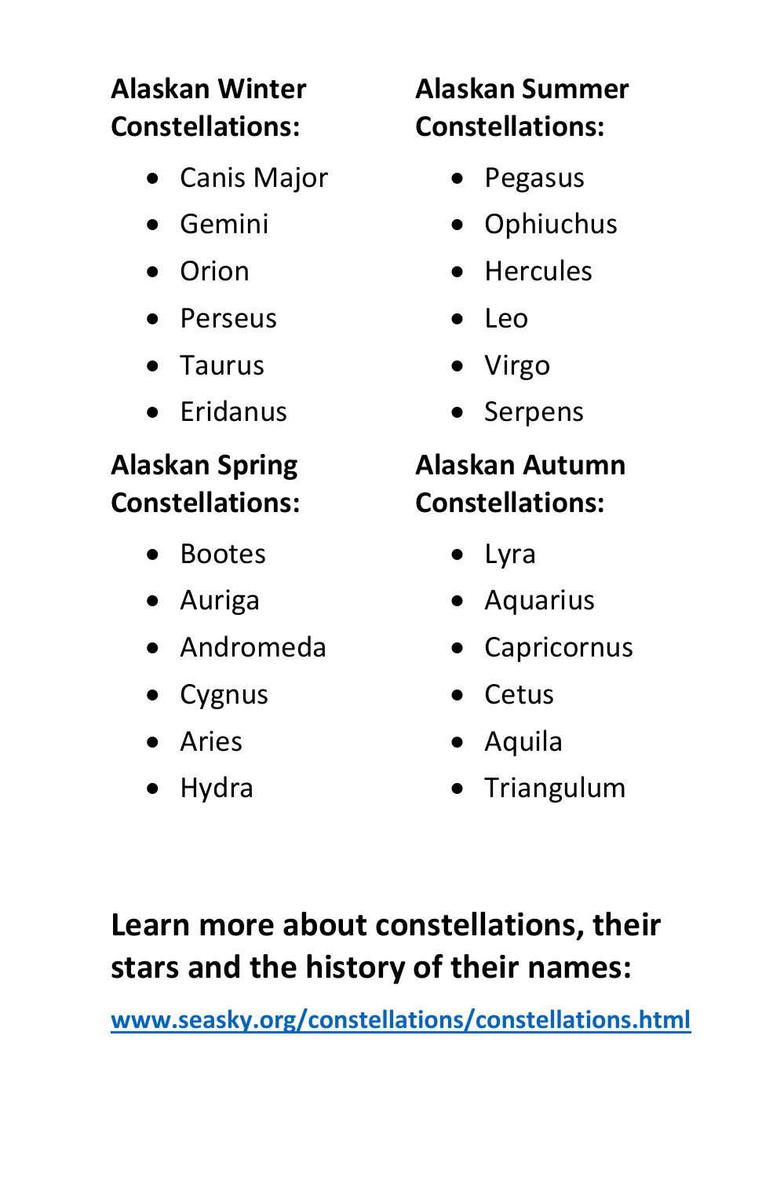**Alaskan Winter Constellations:**

- Canis Major
- Gemini
- Orion
- Perseus
- Taurus
- Eridanus

**Alaskan Summer Constellations:**

- Pegasus
- Ophiuchus
- Hercules
- Leo
- Virgo
- Serpens

**Alaskan Spring Constellations:**

- Bootes
- Auriga
- Andromeda
- Cygnus
- Aries
- Hydra

**Alaskan Autumn Constellations:**

- Lyra
- Aquarius
- Capricornus
- Cetus
- Aquila
- Triangulum

**Learn more about constellations, their stars and the history of their names:**

[www.seasky.org/constellations/constellations.html](http://www.seasky.org/constellations/constellations.html)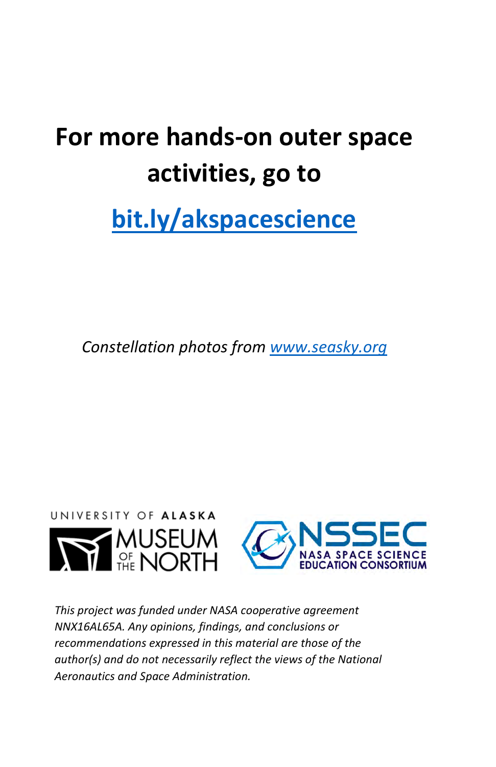# For more hands-on outer space activities, go to

## [bit.ly/akspacescience](bit.ly/akspacescience)

*Constellation photos from [www.seasky.org](www.seasky.org)*

UNIVERSITY OF ALASKA MUSEUM OF THE NORTH

NSSEC NASA SPACE SCIENCE EDUCATION CONSORTIUM

*This project was funded under NASA cooperative agreement NNX16AL65A. Any opinions, findings, and conclusions or recommendations expressed in this material are those of the author(s) and do not necessarily reflect the views of the National Aeronautics and Space Administration.*